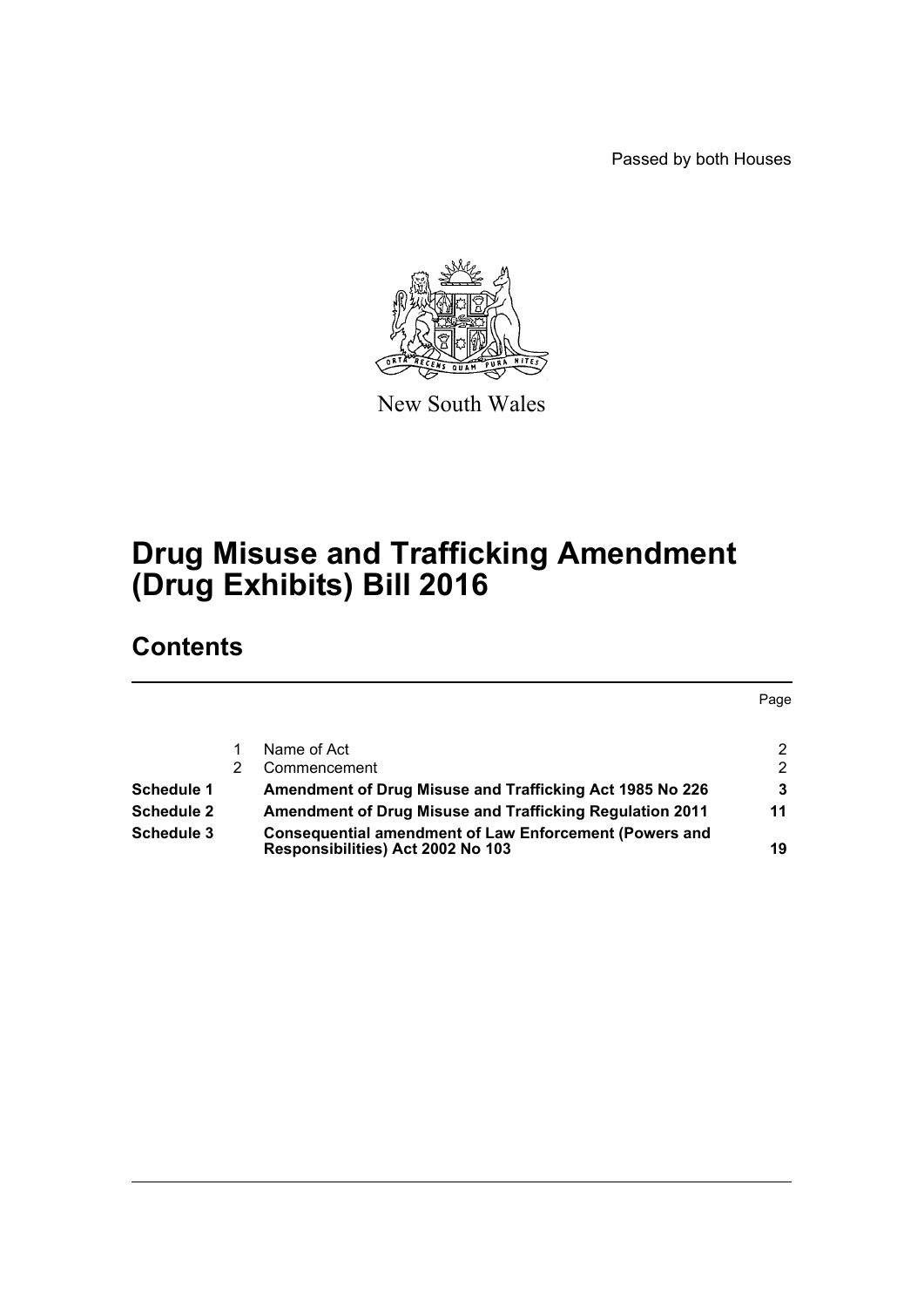Passed by both Houses

New South Wales

# Drug Misuse and Trafficking Amendment (Drug Exhibits) Bill 2016

## Contents

| | | | Page |
|---|---|---|---|
| | 1 | Name of Act | 2 |
| | 2 | Commencement | 2 |
| **Schedule 1** | | **Amendment of Drug Misuse and Trafficking Act 1985 No 226** | **3** |
| **Schedule 2** | | **Amendment of Drug Misuse and Trafficking Regulation 2011** | **11** |
| **Schedule 3** | | **Consequential amendment of Law Enforcement (Powers and Responsibilities) Act 2002 No 103** | **19** |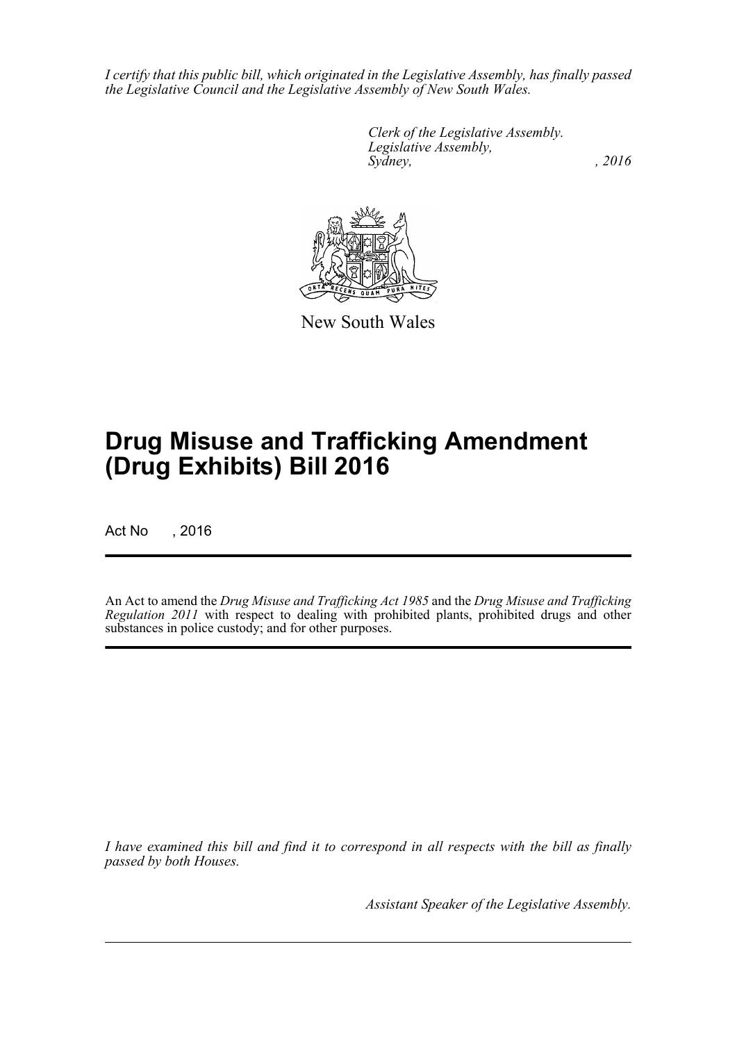*I certify that this public bill, which originated in the Legislative Assembly, has finally passed the Legislative Council and the Legislative Assembly of New South Wales.*

*Clerk of the Legislative Assembly.*
*Legislative Assembly,*
*Sydney, , 2016*

New South Wales

# Drug Misuse and Trafficking Amendment (Drug Exhibits) Bill 2016

Act No , 2016

An Act to amend the *Drug Misuse and Trafficking Act 1985* and the *Drug Misuse and Trafficking Regulation 2011* with respect to dealing with prohibited plants, prohibited drugs and other substances in police custody; and for other purposes.

*I have examined this bill and find it to correspond in all respects with the bill as finally passed by both Houses.*

*Assistant Speaker of the Legislative Assembly.*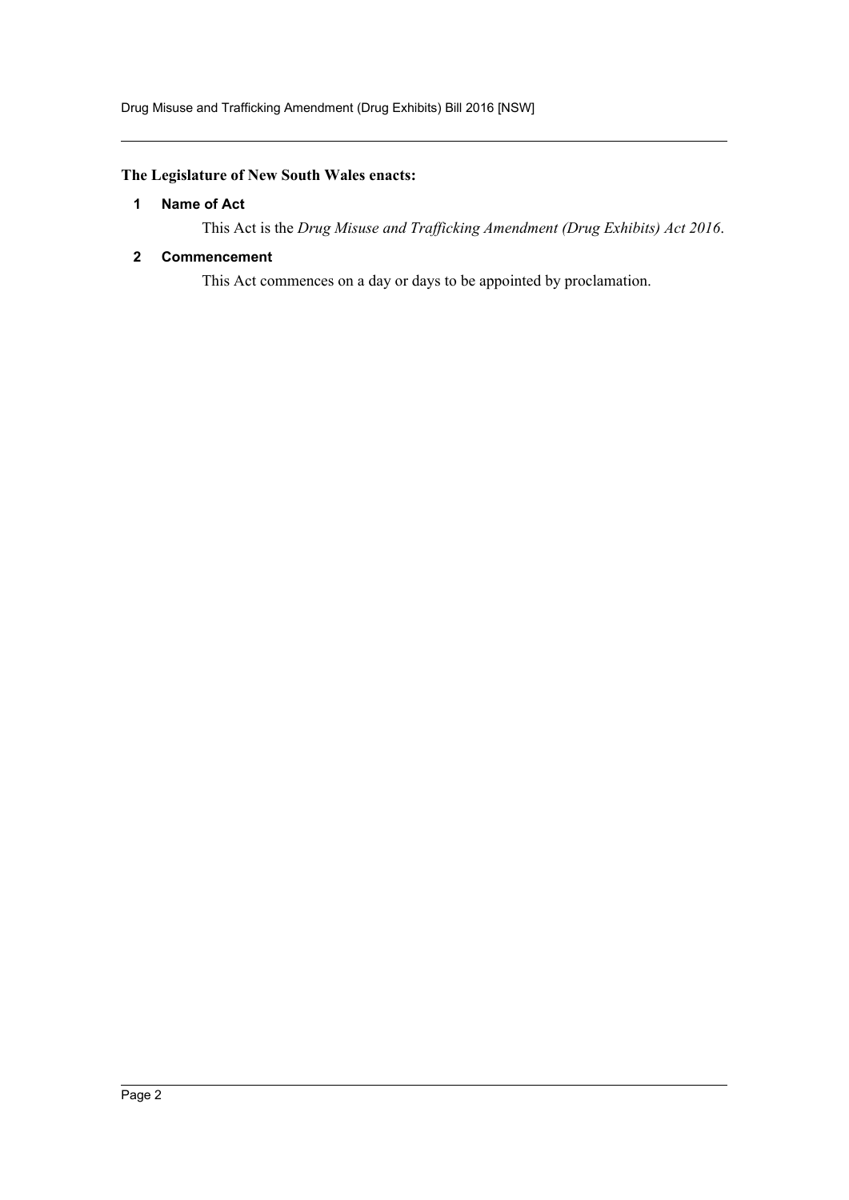**The Legislature of New South Wales enacts:**

### 1 Name of Act

This Act is the *Drug Misuse and Trafficking Amendment (Drug Exhibits) Act 2016*.

### 2 Commencement

This Act commences on a day or days to be appointed by proclamation.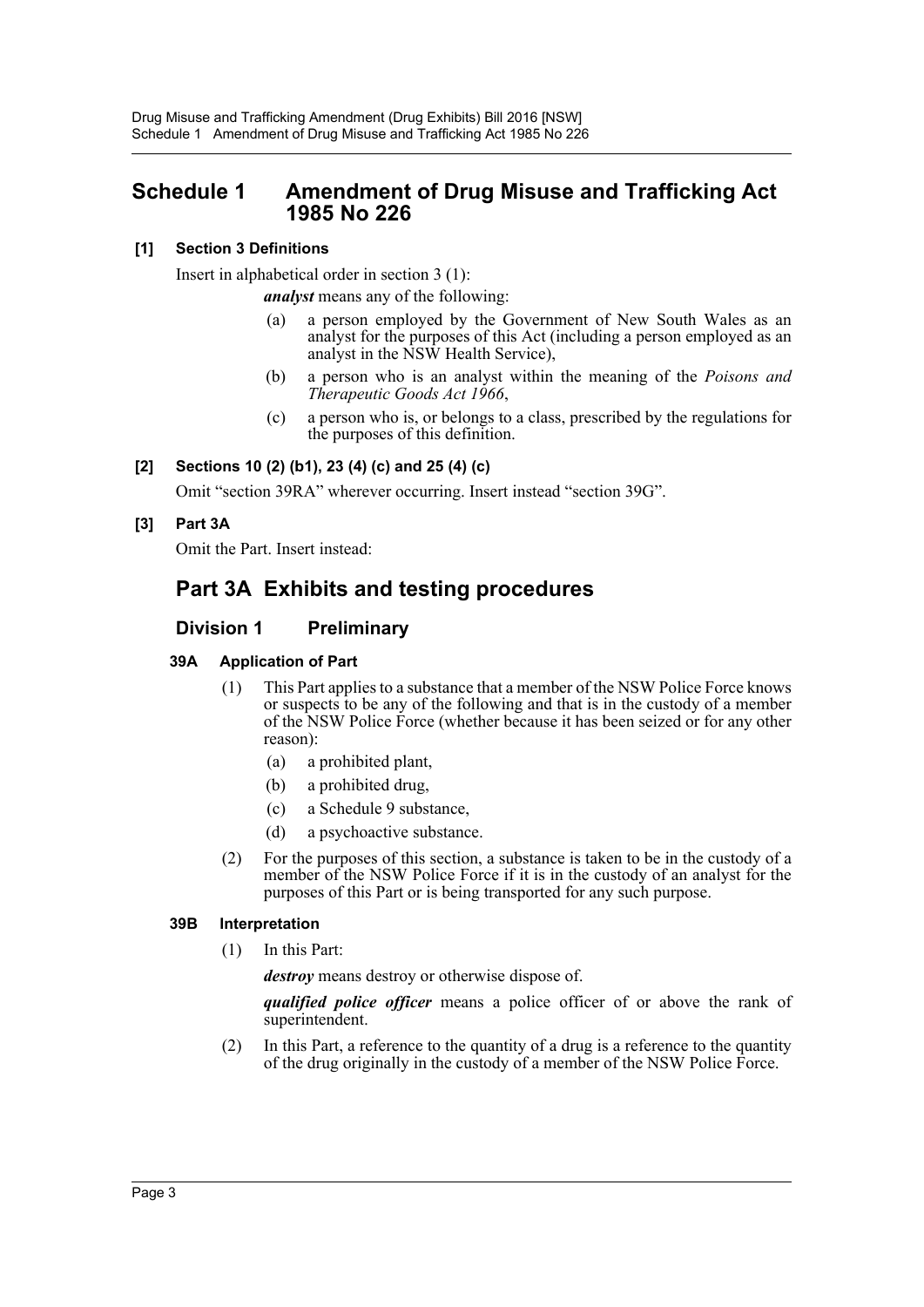## Schedule 1 Amendment of Drug Misuse and Trafficking Act 1985 No 226

**[1] Section 3 Definitions**

Insert in alphabetical order in section 3 (1):

***analyst*** means any of the following:

- (a) a person employed by the Government of New South Wales as an analyst for the purposes of this Act (including a person employed as an analyst in the NSW Health Service),
- (b) a person who is an analyst within the meaning of the *Poisons and Therapeutic Goods Act 1966*,
- (c) a person who is, or belongs to a class, prescribed by the regulations for the purposes of this definition.

**[2] Sections 10 (2) (b1), 23 (4) (c) and 25 (4) (c)**

Omit "section 39RA" wherever occurring. Insert instead "section 39G".

**[3] Part 3A**

Omit the Part. Insert instead:

# Part 3A Exhibits and testing procedures

## Division 1 Preliminary

**39A Application of Part**

(1) This Part applies to a substance that a member of the NSW Police Force knows or suspects to be any of the following and that is in the custody of a member of the NSW Police Force (whether because it has been seized or for any other reason):

- (a) a prohibited plant,
- (b) a prohibited drug,
- (c) a Schedule 9 substance,
- (d) a psychoactive substance.

(2) For the purposes of this section, a substance is taken to be in the custody of a member of the NSW Police Force if it is in the custody of an analyst for the purposes of this Part or is being transported for any such purpose.

**39B Interpretation**

(1) In this Part:

***destroy*** means destroy or otherwise dispose of.

***qualified police officer*** means a police officer of or above the rank of superintendent.

(2) In this Part, a reference to the quantity of a drug is a reference to the quantity of the drug originally in the custody of a member of the NSW Police Force.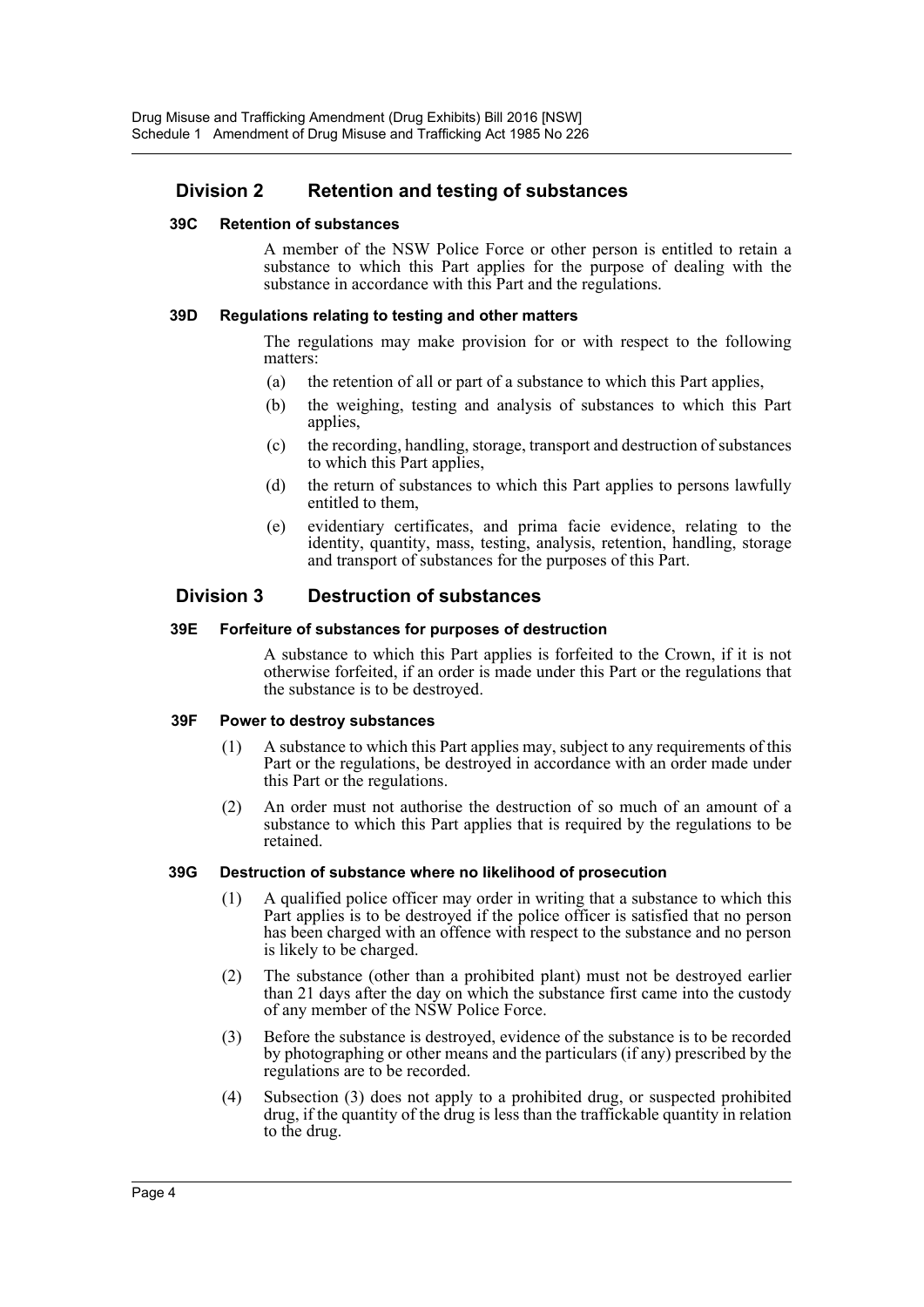## Division 2 Retention and testing of substances

### 39C Retention of substances

A member of the NSW Police Force or other person is entitled to retain a substance to which this Part applies for the purpose of dealing with the substance in accordance with this Part and the regulations.

### 39D Regulations relating to testing and other matters

The regulations may make provision for or with respect to the following matters:

- (a) the retention of all or part of a substance to which this Part applies,
- (b) the weighing, testing and analysis of substances to which this Part applies,
- (c) the recording, handling, storage, transport and destruction of substances to which this Part applies,
- (d) the return of substances to which this Part applies to persons lawfully entitled to them,
- (e) evidentiary certificates, and prima facie evidence, relating to the identity, quantity, mass, testing, analysis, retention, handling, storage and transport of substances for the purposes of this Part.

## Division 3 Destruction of substances

### 39E Forfeiture of substances for purposes of destruction

A substance to which this Part applies is forfeited to the Crown, if it is not otherwise forfeited, if an order is made under this Part or the regulations that the substance is to be destroyed.

### 39F Power to destroy substances

(1) A substance to which this Part applies may, subject to any requirements of this Part or the regulations, be destroyed in accordance with an order made under this Part or the regulations.

(2) An order must not authorise the destruction of so much of an amount of a substance to which this Part applies that is required by the regulations to be retained.

### 39G Destruction of substance where no likelihood of prosecution

(1) A qualified police officer may order in writing that a substance to which this Part applies is to be destroyed if the police officer is satisfied that no person has been charged with an offence with respect to the substance and no person is likely to be charged.

(2) The substance (other than a prohibited plant) must not be destroyed earlier than 21 days after the day on which the substance first came into the custody of any member of the NSW Police Force.

(3) Before the substance is destroyed, evidence of the substance is to be recorded by photographing or other means and the particulars (if any) prescribed by the regulations are to be recorded.

(4) Subsection (3) does not apply to a prohibited drug, or suspected prohibited drug, if the quantity of the drug is less than the traffickable quantity in relation to the drug.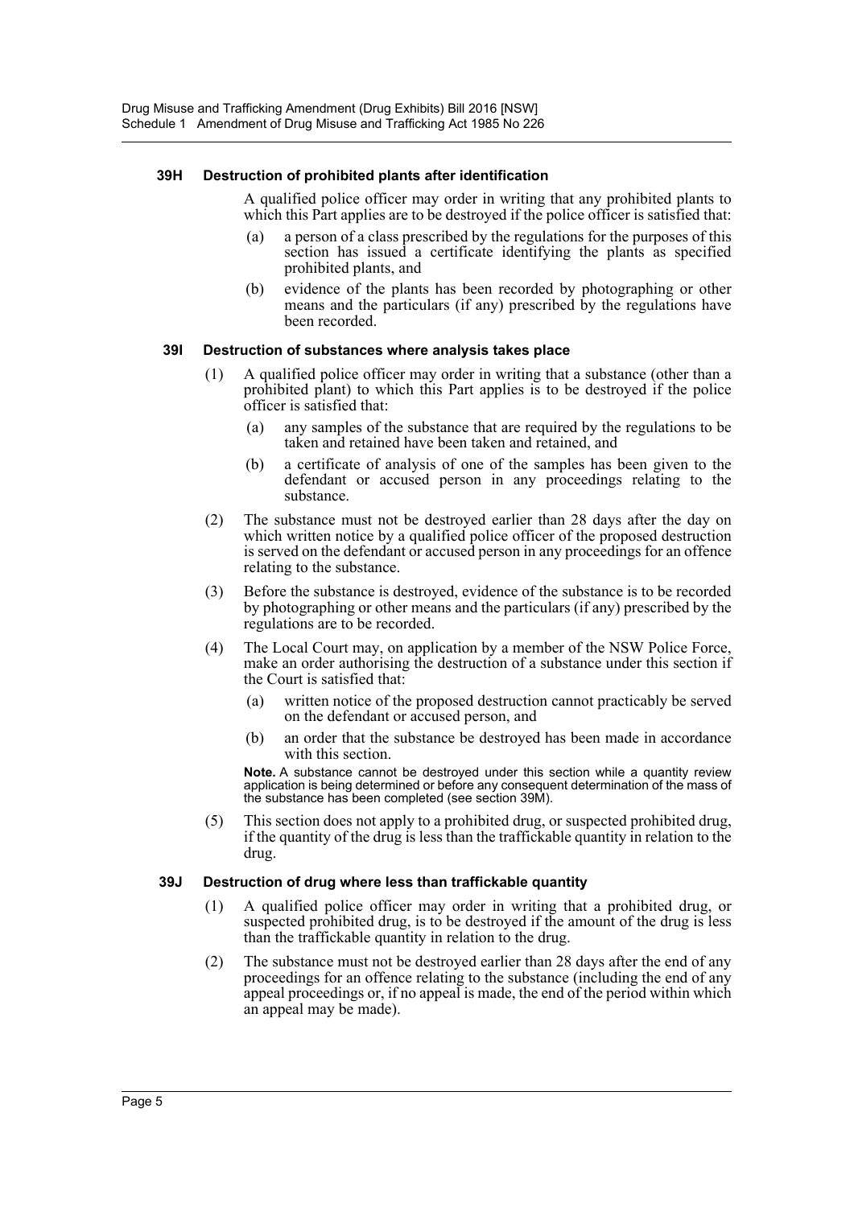### 39H Destruction of prohibited plants after identification

A qualified police officer may order in writing that any prohibited plants to which this Part applies are to be destroyed if the police officer is satisfied that:

(a) a person of a class prescribed by the regulations for the purposes of this section has issued a certificate identifying the plants as specified prohibited plants, and

(b) evidence of the plants has been recorded by photographing or other means and the particulars (if any) prescribed by the regulations have been recorded.

### 39I Destruction of substances where analysis takes place

(1) A qualified police officer may order in writing that a substance (other than a prohibited plant) to which this Part applies is to be destroyed if the police officer is satisfied that:

(a) any samples of the substance that are required by the regulations to be taken and retained have been taken and retained, and

(b) a certificate of analysis of one of the samples has been given to the defendant or accused person in any proceedings relating to the substance.

(2) The substance must not be destroyed earlier than 28 days after the day on which written notice by a qualified police officer of the proposed destruction is served on the defendant or accused person in any proceedings for an offence relating to the substance.

(3) Before the substance is destroyed, evidence of the substance is to be recorded by photographing or other means and the particulars (if any) prescribed by the regulations are to be recorded.

(4) The Local Court may, on application by a member of the NSW Police Force, make an order authorising the destruction of a substance under this section if the Court is satisfied that:

(a) written notice of the proposed destruction cannot practicably be served on the defendant or accused person, and

(b) an order that the substance be destroyed has been made in accordance with this section.

**Note.** A substance cannot be destroyed under this section while a quantity review application is being determined or before any consequent determination of the mass of the substance has been completed (see section 39M).

(5) This section does not apply to a prohibited drug, or suspected prohibited drug, if the quantity of the drug is less than the traffickable quantity in relation to the drug.

### 39J Destruction of drug where less than traffickable quantity

(1) A qualified police officer may order in writing that a prohibited drug, or suspected prohibited drug, is to be destroyed if the amount of the drug is less than the traffickable quantity in relation to the drug.

(2) The substance must not be destroyed earlier than 28 days after the end of any proceedings for an offence relating to the substance (including the end of any appeal proceedings or, if no appeal is made, the end of the period within which an appeal may be made).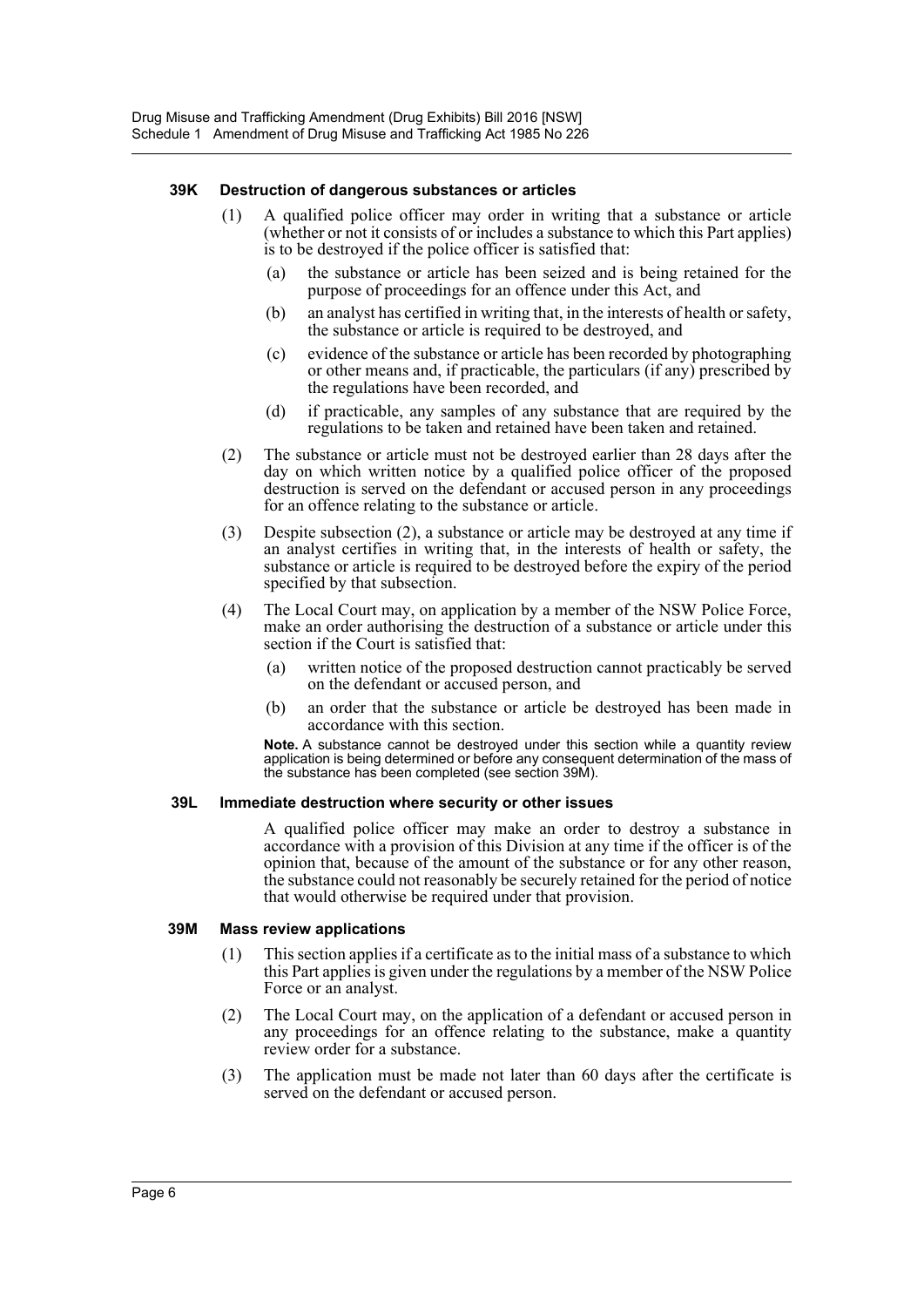### 39K Destruction of dangerous substances or articles

(1) A qualified police officer may order in writing that a substance or article (whether or not it consists of or includes a substance to which this Part applies) is to be destroyed if the police officer is satisfied that:

(a) the substance or article has been seized and is being retained for the purpose of proceedings for an offence under this Act, and

(b) an analyst has certified in writing that, in the interests of health or safety, the substance or article is required to be destroyed, and

(c) evidence of the substance or article has been recorded by photographing or other means and, if practicable, the particulars (if any) prescribed by the regulations have been recorded, and

(d) if practicable, any samples of any substance that are required by the regulations to be taken and retained have been taken and retained.

(2) The substance or article must not be destroyed earlier than 28 days after the day on which written notice by a qualified police officer of the proposed destruction is served on the defendant or accused person in any proceedings for an offence relating to the substance or article.

(3) Despite subsection (2), a substance or article may be destroyed at any time if an analyst certifies in writing that, in the interests of health or safety, the substance or article is required to be destroyed before the expiry of the period specified by that subsection.

(4) The Local Court may, on application by a member of the NSW Police Force, make an order authorising the destruction of a substance or article under this section if the Court is satisfied that:

(a) written notice of the proposed destruction cannot practicably be served on the defendant or accused person, and

(b) an order that the substance or article be destroyed has been made in accordance with this section.

**Note.** A substance cannot be destroyed under this section while a quantity review application is being determined or before any consequent determination of the mass of the substance has been completed (see section 39M).

### 39L Immediate destruction where security or other issues

A qualified police officer may make an order to destroy a substance in accordance with a provision of this Division at any time if the officer is of the opinion that, because of the amount of the substance or for any other reason, the substance could not reasonably be securely retained for the period of notice that would otherwise be required under that provision.

### 39M Mass review applications

(1) This section applies if a certificate as to the initial mass of a substance to which this Part applies is given under the regulations by a member of the NSW Police Force or an analyst.

(2) The Local Court may, on the application of a defendant or accused person in any proceedings for an offence relating to the substance, make a quantity review order for a substance.

(3) The application must be made not later than 60 days after the certificate is served on the defendant or accused person.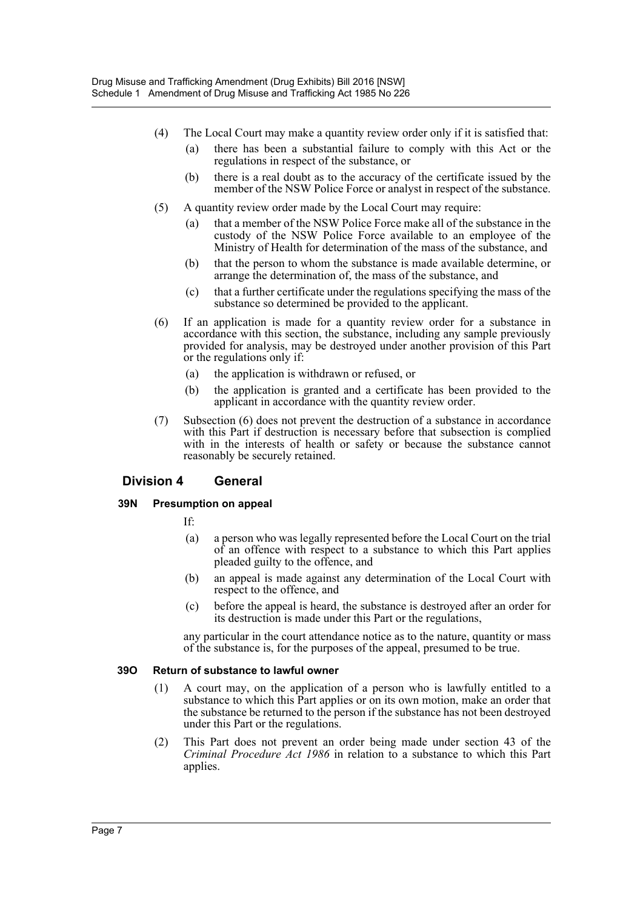(4) The Local Court may make a quantity review order only if it is satisfied that:

(a) there has been a substantial failure to comply with this Act or the regulations in respect of the substance, or

(b) there is a real doubt as to the accuracy of the certificate issued by the member of the NSW Police Force or analyst in respect of the substance.

(5) A quantity review order made by the Local Court may require:

(a) that a member of the NSW Police Force make all of the substance in the custody of the NSW Police Force available to an employee of the Ministry of Health for determination of the mass of the substance, and

(b) that the person to whom the substance is made available determine, or arrange the determination of, the mass of the substance, and

(c) that a further certificate under the regulations specifying the mass of the substance so determined be provided to the applicant.

(6) If an application is made for a quantity review order for a substance in accordance with this section, the substance, including any sample previously provided for analysis, may be destroyed under another provision of this Part or the regulations only if:

(a) the application is withdrawn or refused, or

(b) the application is granted and a certificate has been provided to the applicant in accordance with the quantity review order.

(7) Subsection (6) does not prevent the destruction of a substance in accordance with this Part if destruction is necessary before that subsection is complied with in the interests of health or safety or because the substance cannot reasonably be securely retained.

## Division 4 General

### 39N Presumption on appeal

If:

(a) a person who was legally represented before the Local Court on the trial of an offence with respect to a substance to which this Part applies pleaded guilty to the offence, and

(b) an appeal is made against any determination of the Local Court with respect to the offence, and

(c) before the appeal is heard, the substance is destroyed after an order for its destruction is made under this Part or the regulations,

any particular in the court attendance notice as to the nature, quantity or mass of the substance is, for the purposes of the appeal, presumed to be true.

### 39O Return of substance to lawful owner

(1) A court may, on the application of a person who is lawfully entitled to a substance to which this Part applies or on its own motion, make an order that the substance be returned to the person if the substance has not been destroyed under this Part or the regulations.

(2) This Part does not prevent an order being made under section 43 of the *Criminal Procedure Act 1986* in relation to a substance to which this Part applies.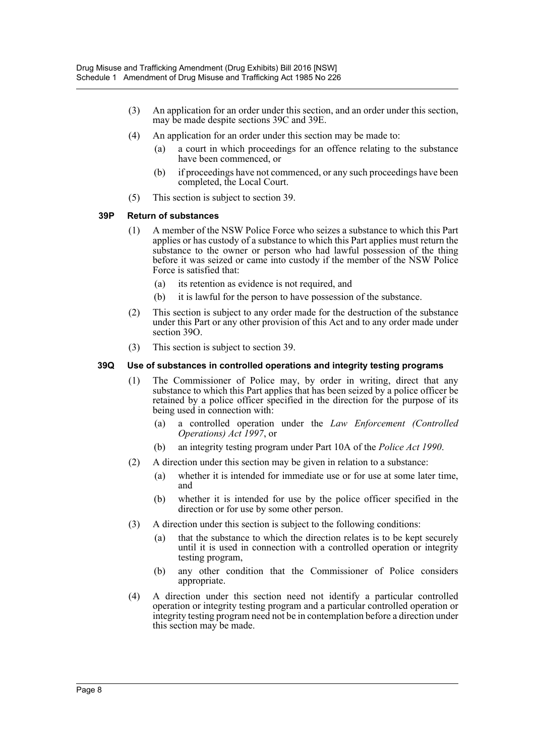(3) An application for an order under this section, and an order under this section, may be made despite sections 39C and 39E.

(4) An application for an order under this section may be made to:

(a) a court in which proceedings for an offence relating to the substance have been commenced, or

(b) if proceedings have not commenced, or any such proceedings have been completed, the Local Court.

(5) This section is subject to section 39.

### 39P Return of substances

(1) A member of the NSW Police Force who seizes a substance to which this Part applies or has custody of a substance to which this Part applies must return the substance to the owner or person who had lawful possession of the thing before it was seized or came into custody if the member of the NSW Police Force is satisfied that:

(a) its retention as evidence is not required, and

(b) it is lawful for the person to have possession of the substance.

(2) This section is subject to any order made for the destruction of the substance under this Part or any other provision of this Act and to any order made under section 39O.

(3) This section is subject to section 39.

### 39Q Use of substances in controlled operations and integrity testing programs

(1) The Commissioner of Police may, by order in writing, direct that any substance to which this Part applies that has been seized by a police officer be retained by a police officer specified in the direction for the purpose of its being used in connection with:

(a) a controlled operation under the *Law Enforcement (Controlled Operations) Act 1997*, or

(b) an integrity testing program under Part 10A of the *Police Act 1990*.

(2) A direction under this section may be given in relation to a substance:

(a) whether it is intended for immediate use or for use at some later time, and

(b) whether it is intended for use by the police officer specified in the direction or for use by some other person.

(3) A direction under this section is subject to the following conditions:

(a) that the substance to which the direction relates is to be kept securely until it is used in connection with a controlled operation or integrity testing program,

(b) any other condition that the Commissioner of Police considers appropriate.

(4) A direction under this section need not identify a particular controlled operation or integrity testing program and a particular controlled operation or integrity testing program need not be in contemplation before a direction under this section may be made.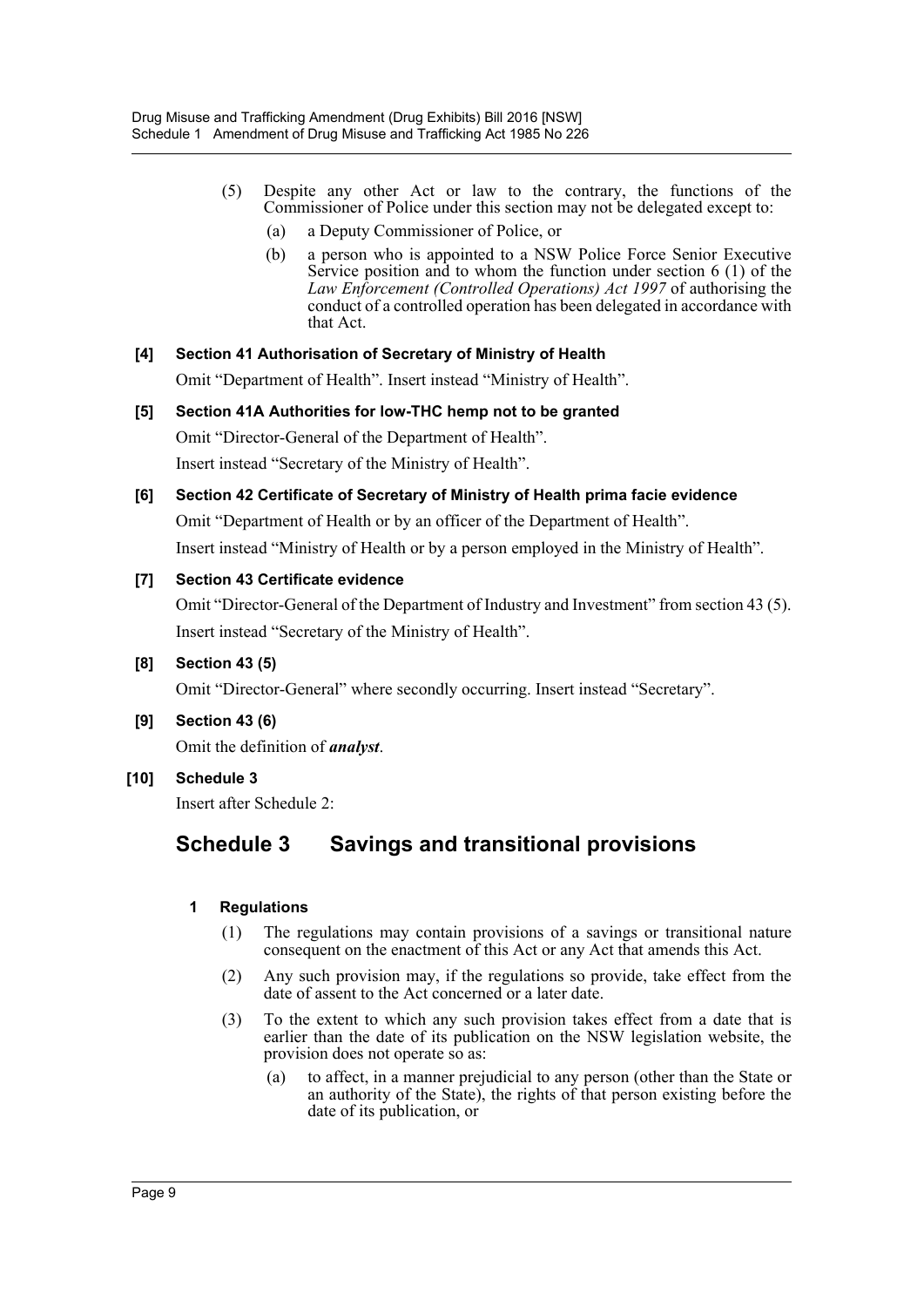(5) Despite any other Act or law to the contrary, the functions of the Commissioner of Police under this section may not be delegated except to:

(a) a Deputy Commissioner of Police, or

(b) a person who is appointed to a NSW Police Force Senior Executive Service position and to whom the function under section 6 (1) of the *Law Enforcement (Controlled Operations) Act 1997* of authorising the conduct of a controlled operation has been delegated in accordance with that Act.

**[4] Section 41 Authorisation of Secretary of Ministry of Health**

Omit "Department of Health". Insert instead "Ministry of Health".

**[5] Section 41A Authorities for low-THC hemp not to be granted**

Omit "Director-General of the Department of Health".

Insert instead "Secretary of the Ministry of Health".

**[6] Section 42 Certificate of Secretary of Ministry of Health prima facie evidence**

Omit "Department of Health or by an officer of the Department of Health".

Insert instead "Ministry of Health or by a person employed in the Ministry of Health".

**[7] Section 43 Certificate evidence**

Omit "Director-General of the Department of Industry and Investment" from section 43 (5).

Insert instead "Secretary of the Ministry of Health".

**[8] Section 43 (5)**

Omit "Director-General" where secondly occurring. Insert instead "Secretary".

**[9] Section 43 (6)**

Omit the definition of ***analyst***.

**[10] Schedule 3**

Insert after Schedule 2:

## Schedule 3 Savings and transitional provisions

**1 Regulations**

(1) The regulations may contain provisions of a savings or transitional nature consequent on the enactment of this Act or any Act that amends this Act.

(2) Any such provision may, if the regulations so provide, take effect from the date of assent to the Act concerned or a later date.

(3) To the extent to which any such provision takes effect from a date that is earlier than the date of its publication on the NSW legislation website, the provision does not operate so as:

(a) to affect, in a manner prejudicial to any person (other than the State or an authority of the State), the rights of that person existing before the date of its publication, or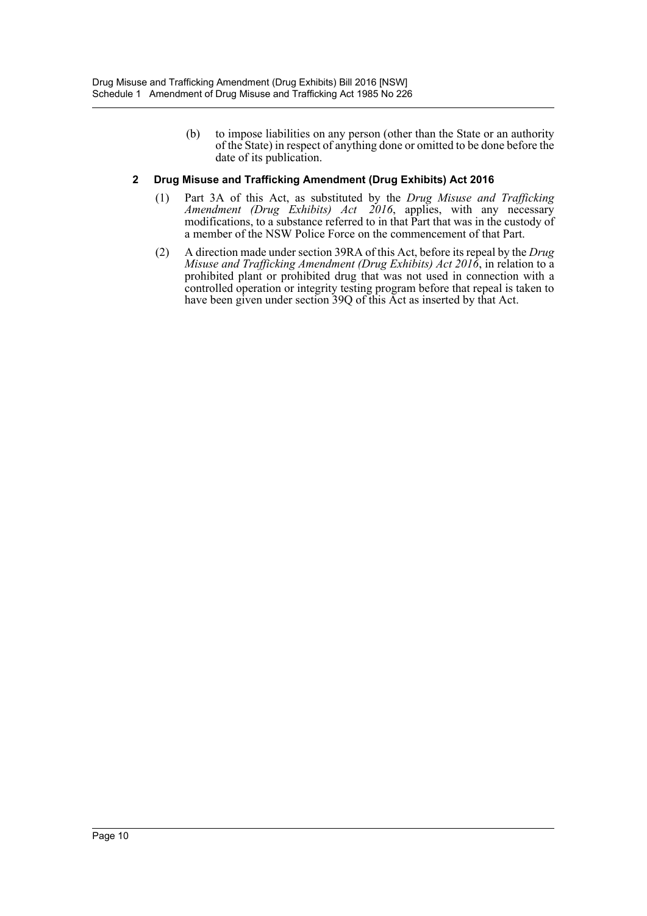(b) to impose liabilities on any person (other than the State or an authority of the State) in respect of anything done or omitted to be done before the date of its publication.

**2 Drug Misuse and Trafficking Amendment (Drug Exhibits) Act 2016**

(1) Part 3A of this Act, as substituted by the *Drug Misuse and Trafficking Amendment (Drug Exhibits) Act 2016*, applies, with any necessary modifications, to a substance referred to in that Part that was in the custody of a member of the NSW Police Force on the commencement of that Part.

(2) A direction made under section 39RA of this Act, before its repeal by the *Drug Misuse and Trafficking Amendment (Drug Exhibits) Act 2016*, in relation to a prohibited plant or prohibited drug that was not used in connection with a controlled operation or integrity testing program before that repeal is taken to have been given under section 39Q of this Act as inserted by that Act.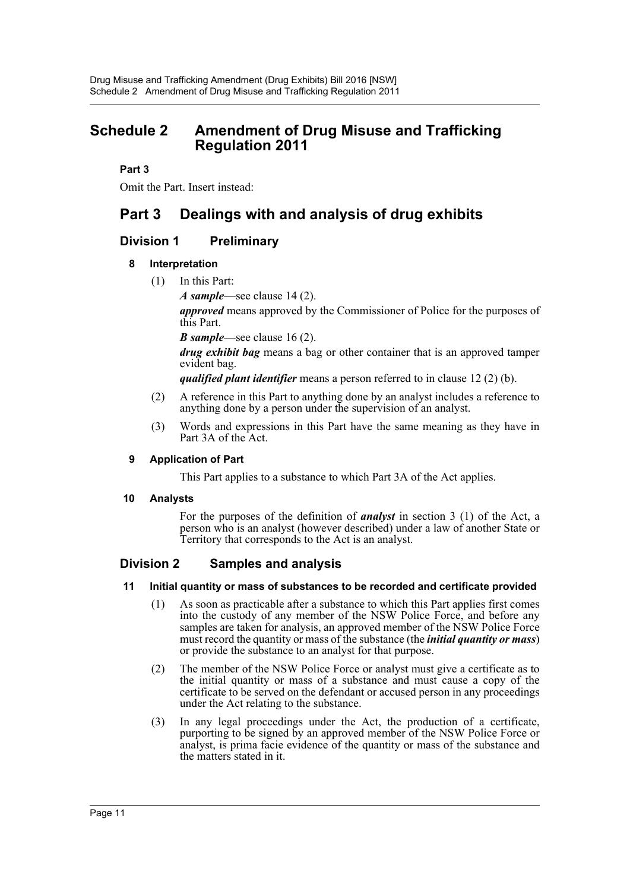# Schedule 2 Amendment of Drug Misuse and Trafficking Regulation 2011

**Part 3**

Omit the Part. Insert instead:

# Part 3 Dealings with and analysis of drug exhibits

## Division 1 Preliminary

### 8 Interpretation

(1) In this Part:

***A sample***—see clause 14 (2).

***approved*** means approved by the Commissioner of Police for the purposes of this Part.

***B sample***—see clause 16 (2).

***drug exhibit bag*** means a bag or other container that is an approved tamper evident bag.

***qualified plant identifier*** means a person referred to in clause 12 (2) (b).

(2) A reference in this Part to anything done by an analyst includes a reference to anything done by a person under the supervision of an analyst.

(3) Words and expressions in this Part have the same meaning as they have in Part 3A of the Act.

### 9 Application of Part

This Part applies to a substance to which Part 3A of the Act applies.

### 10 Analysts

For the purposes of the definition of ***analyst*** in section 3 (1) of the Act, a person who is an analyst (however described) under a law of another State or Territory that corresponds to the Act is an analyst.

## Division 2 Samples and analysis

### 11 Initial quantity or mass of substances to be recorded and certificate provided

(1) As soon as practicable after a substance to which this Part applies first comes into the custody of any member of the NSW Police Force, and before any samples are taken for analysis, an approved member of the NSW Police Force must record the quantity or mass of the substance (the ***initial quantity or mass***) or provide the substance to an analyst for that purpose.

(2) The member of the NSW Police Force or analyst must give a certificate as to the initial quantity or mass of a substance and must cause a copy of the certificate to be served on the defendant or accused person in any proceedings under the Act relating to the substance.

(3) In any legal proceedings under the Act, the production of a certificate, purporting to be signed by an approved member of the NSW Police Force or analyst, is prima facie evidence of the quantity or mass of the substance and the matters stated in it.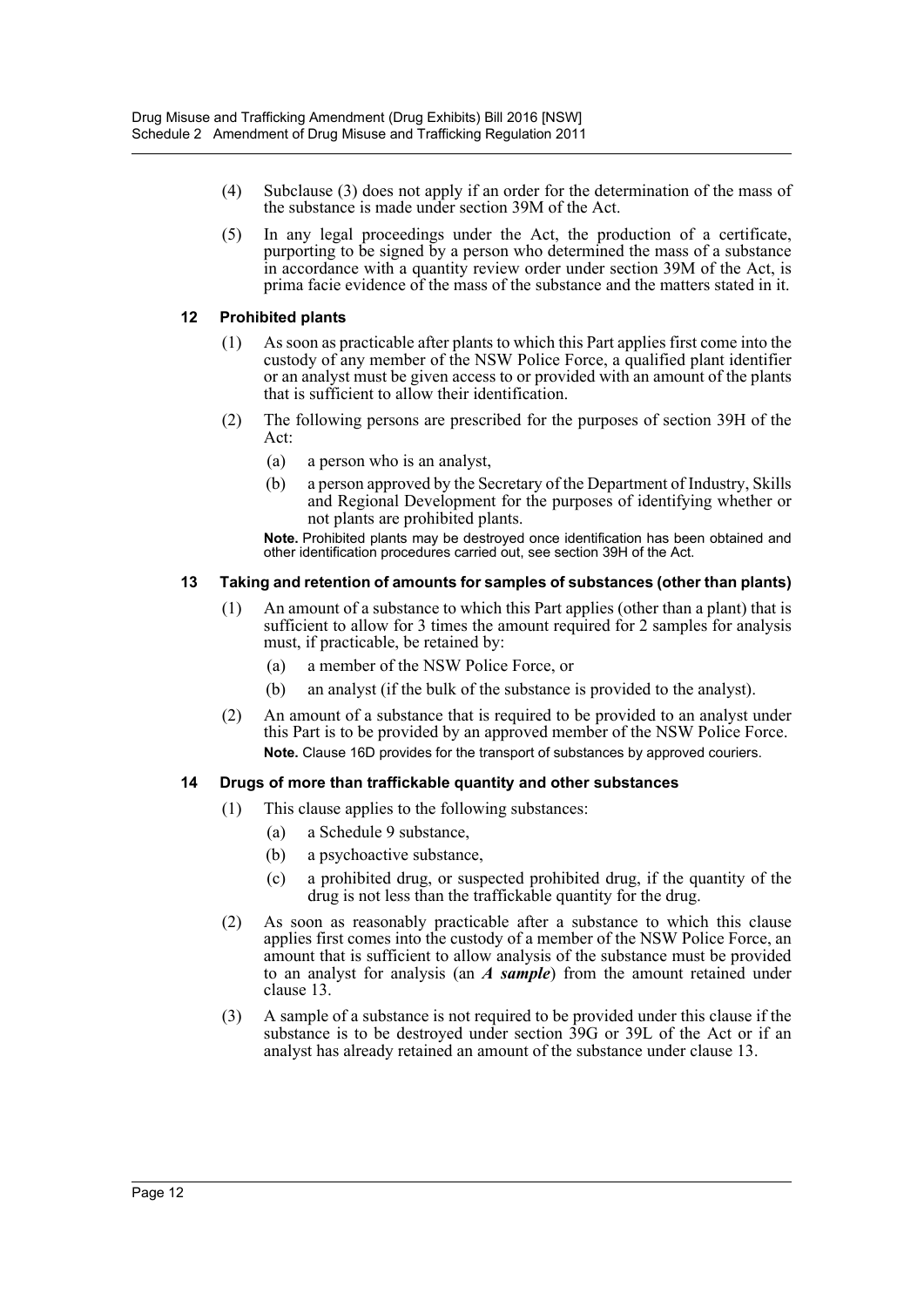(4) Subclause (3) does not apply if an order for the determination of the mass of the substance is made under section 39M of the Act.

(5) In any legal proceedings under the Act, the production of a certificate, purporting to be signed by a person who determined the mass of a substance in accordance with a quantity review order under section 39M of the Act, is prima facie evidence of the mass of the substance and the matters stated in it.

### 12 Prohibited plants

(1) As soon as practicable after plants to which this Part applies first come into the custody of any member of the NSW Police Force, a qualified plant identifier or an analyst must be given access to or provided with an amount of the plants that is sufficient to allow their identification.

(2) The following persons are prescribed for the purposes of section 39H of the Act:

- (a) a person who is an analyst,
- (b) a person approved by the Secretary of the Department of Industry, Skills and Regional Development for the purposes of identifying whether or not plants are prohibited plants.

**Note.** Prohibited plants may be destroyed once identification has been obtained and other identification procedures carried out, see section 39H of the Act.

### 13 Taking and retention of amounts for samples of substances (other than plants)

(1) An amount of a substance to which this Part applies (other than a plant) that is sufficient to allow for 3 times the amount required for 2 samples for analysis must, if practicable, be retained by:

- (a) a member of the NSW Police Force, or
- (b) an analyst (if the bulk of the substance is provided to the analyst).

(2) An amount of a substance that is required to be provided to an analyst under this Part is to be provided by an approved member of the NSW Police Force.

**Note.** Clause 16D provides for the transport of substances by approved couriers.

### 14 Drugs of more than traffickable quantity and other substances

(1) This clause applies to the following substances:

- (a) a Schedule 9 substance,
- (b) a psychoactive substance,
- (c) a prohibited drug, or suspected prohibited drug, if the quantity of the drug is not less than the traffickable quantity for the drug.

(2) As soon as reasonably practicable after a substance to which this clause applies first comes into the custody of a member of the NSW Police Force, an amount that is sufficient to allow analysis of the substance must be provided to an analyst for analysis (an ***A sample***) from the amount retained under clause 13.

(3) A sample of a substance is not required to be provided under this clause if the substance is to be destroyed under section 39G or 39L of the Act or if an analyst has already retained an amount of the substance under clause 13.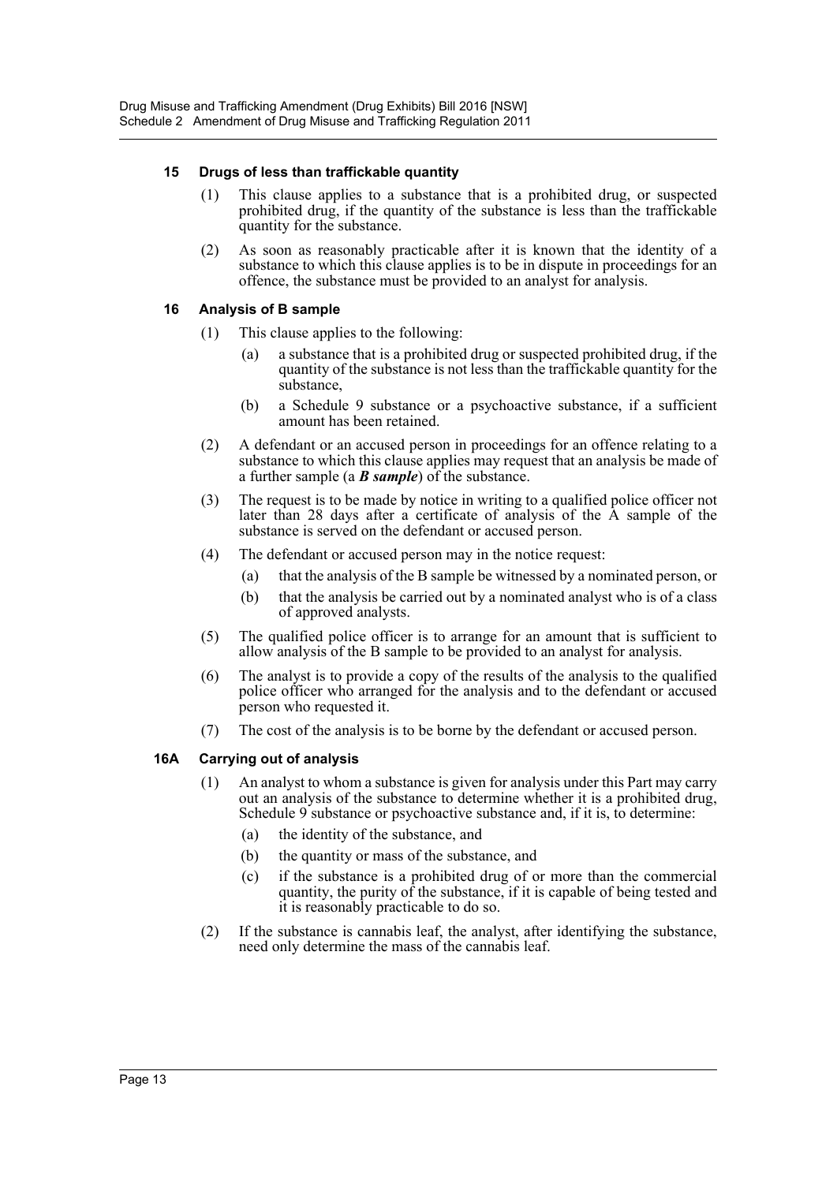### 15 Drugs of less than traffickable quantity

(1) This clause applies to a substance that is a prohibited drug, or suspected prohibited drug, if the quantity of the substance is less than the traffickable quantity for the substance.

(2) As soon as reasonably practicable after it is known that the identity of a substance to which this clause applies is to be in dispute in proceedings for an offence, the substance must be provided to an analyst for analysis.

### 16 Analysis of B sample

(1) This clause applies to the following:

(a) a substance that is a prohibited drug or suspected prohibited drug, if the quantity of the substance is not less than the traffickable quantity for the substance,

(b) a Schedule 9 substance or a psychoactive substance, if a sufficient amount has been retained.

(2) A defendant or an accused person in proceedings for an offence relating to a substance to which this clause applies may request that an analysis be made of a further sample (a ***B sample***) of the substance.

(3) The request is to be made by notice in writing to a qualified police officer not later than 28 days after a certificate of analysis of the A sample of the substance is served on the defendant or accused person.

(4) The defendant or accused person may in the notice request:

(a) that the analysis of the B sample be witnessed by a nominated person, or

(b) that the analysis be carried out by a nominated analyst who is of a class of approved analysts.

(5) The qualified police officer is to arrange for an amount that is sufficient to allow analysis of the B sample to be provided to an analyst for analysis.

(6) The analyst is to provide a copy of the results of the analysis to the qualified police officer who arranged for the analysis and to the defendant or accused person who requested it.

(7) The cost of the analysis is to be borne by the defendant or accused person.

### 16A Carrying out of analysis

(1) An analyst to whom a substance is given for analysis under this Part may carry out an analysis of the substance to determine whether it is a prohibited drug, Schedule 9 substance or psychoactive substance and, if it is, to determine:

(a) the identity of the substance, and

(b) the quantity or mass of the substance, and

(c) if the substance is a prohibited drug of or more than the commercial quantity, the purity of the substance, if it is capable of being tested and it is reasonably practicable to do so.

(2) If the substance is cannabis leaf, the analyst, after identifying the substance, need only determine the mass of the cannabis leaf.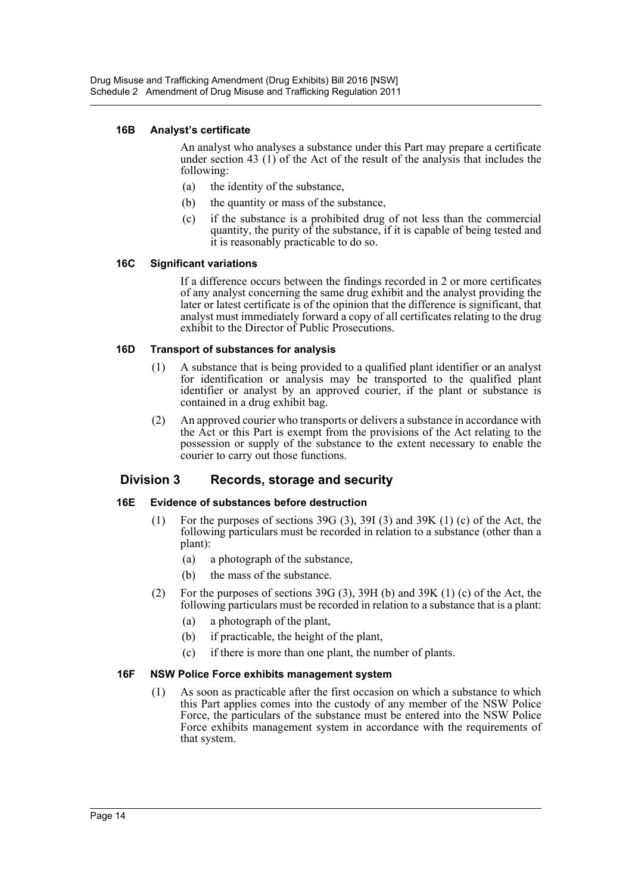### 16B Analyst's certificate

An analyst who analyses a substance under this Part may prepare a certificate under section 43 (1) of the Act of the result of the analysis that includes the following:

(a) the identity of the substance,

(b) the quantity or mass of the substance,

(c) if the substance is a prohibited drug of not less than the commercial quantity, the purity of the substance, if it is capable of being tested and it is reasonably practicable to do so.

### 16C Significant variations

If a difference occurs between the findings recorded in 2 or more certificates of any analyst concerning the same drug exhibit and the analyst providing the later or latest certificate is of the opinion that the difference is significant, that analyst must immediately forward a copy of all certificates relating to the drug exhibit to the Director of Public Prosecutions.

### 16D Transport of substances for analysis

(1) A substance that is being provided to a qualified plant identifier or an analyst for identification or analysis may be transported to the qualified plant identifier or analyst by an approved courier, if the plant or substance is contained in a drug exhibit bag.

(2) An approved courier who transports or delivers a substance in accordance with the Act or this Part is exempt from the provisions of the Act relating to the possession or supply of the substance to the extent necessary to enable the courier to carry out those functions.

## Division 3 Records, storage and security

### 16E Evidence of substances before destruction

(1) For the purposes of sections 39G (3), 39I (3) and 39K (1) (c) of the Act, the following particulars must be recorded in relation to a substance (other than a plant):

(a) a photograph of the substance,

(b) the mass of the substance.

(2) For the purposes of sections 39G (3), 39H (b) and 39K (1) (c) of the Act, the following particulars must be recorded in relation to a substance that is a plant:

(a) a photograph of the plant,

(b) if practicable, the height of the plant,

(c) if there is more than one plant, the number of plants.

### 16F NSW Police Force exhibits management system

(1) As soon as practicable after the first occasion on which a substance to which this Part applies comes into the custody of any member of the NSW Police Force, the particulars of the substance must be entered into the NSW Police Force exhibits management system in accordance with the requirements of that system.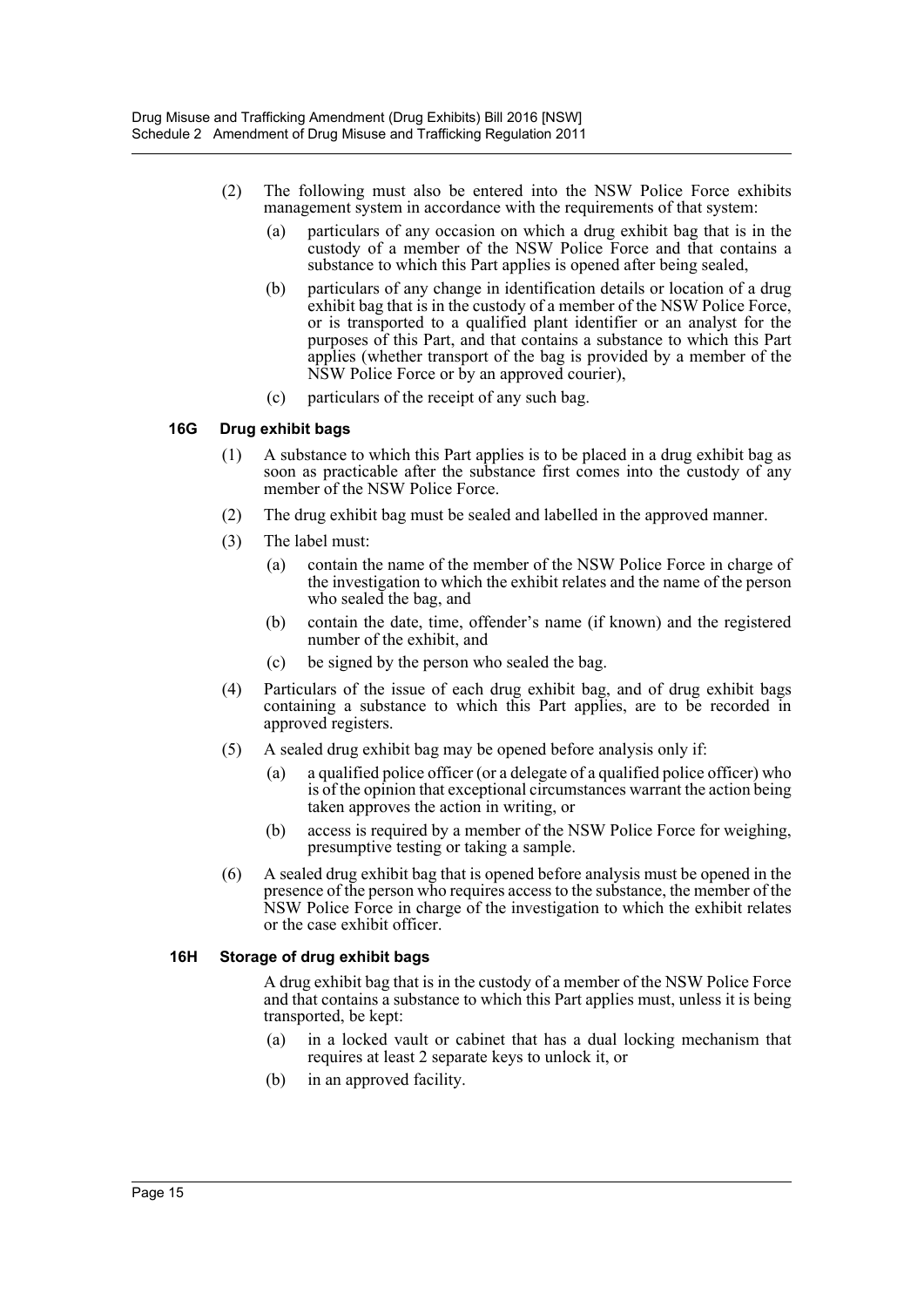(2) The following must also be entered into the NSW Police Force exhibits management system in accordance with the requirements of that system:

- (a) particulars of any occasion on which a drug exhibit bag that is in the custody of a member of the NSW Police Force and that contains a substance to which this Part applies is opened after being sealed,
- (b) particulars of any change in identification details or location of a drug exhibit bag that is in the custody of a member of the NSW Police Force, or is transported to a qualified plant identifier or an analyst for the purposes of this Part, and that contains a substance to which this Part applies (whether transport of the bag is provided by a member of the NSW Police Force or by an approved courier),
- (c) particulars of the receipt of any such bag.

#### 16G Drug exhibit bags

(1) A substance to which this Part applies is to be placed in a drug exhibit bag as soon as practicable after the substance first comes into the custody of any member of the NSW Police Force.

(2) The drug exhibit bag must be sealed and labelled in the approved manner.

(3) The label must:

- (a) contain the name of the member of the NSW Police Force in charge of the investigation to which the exhibit relates and the name of the person who sealed the bag, and
- (b) contain the date, time, offender's name (if known) and the registered number of the exhibit, and
- (c) be signed by the person who sealed the bag.

(4) Particulars of the issue of each drug exhibit bag, and of drug exhibit bags containing a substance to which this Part applies, are to be recorded in approved registers.

(5) A sealed drug exhibit bag may be opened before analysis only if:

- (a) a qualified police officer (or a delegate of a qualified police officer) who is of the opinion that exceptional circumstances warrant the action being taken approves the action in writing, or
- (b) access is required by a member of the NSW Police Force for weighing, presumptive testing or taking a sample.

(6) A sealed drug exhibit bag that is opened before analysis must be opened in the presence of the person who requires access to the substance, the member of the NSW Police Force in charge of the investigation to which the exhibit relates or the case exhibit officer.

#### 16H Storage of drug exhibit bags

A drug exhibit bag that is in the custody of a member of the NSW Police Force and that contains a substance to which this Part applies must, unless it is being transported, be kept:

- (a) in a locked vault or cabinet that has a dual locking mechanism that requires at least 2 separate keys to unlock it, or
- (b) in an approved facility.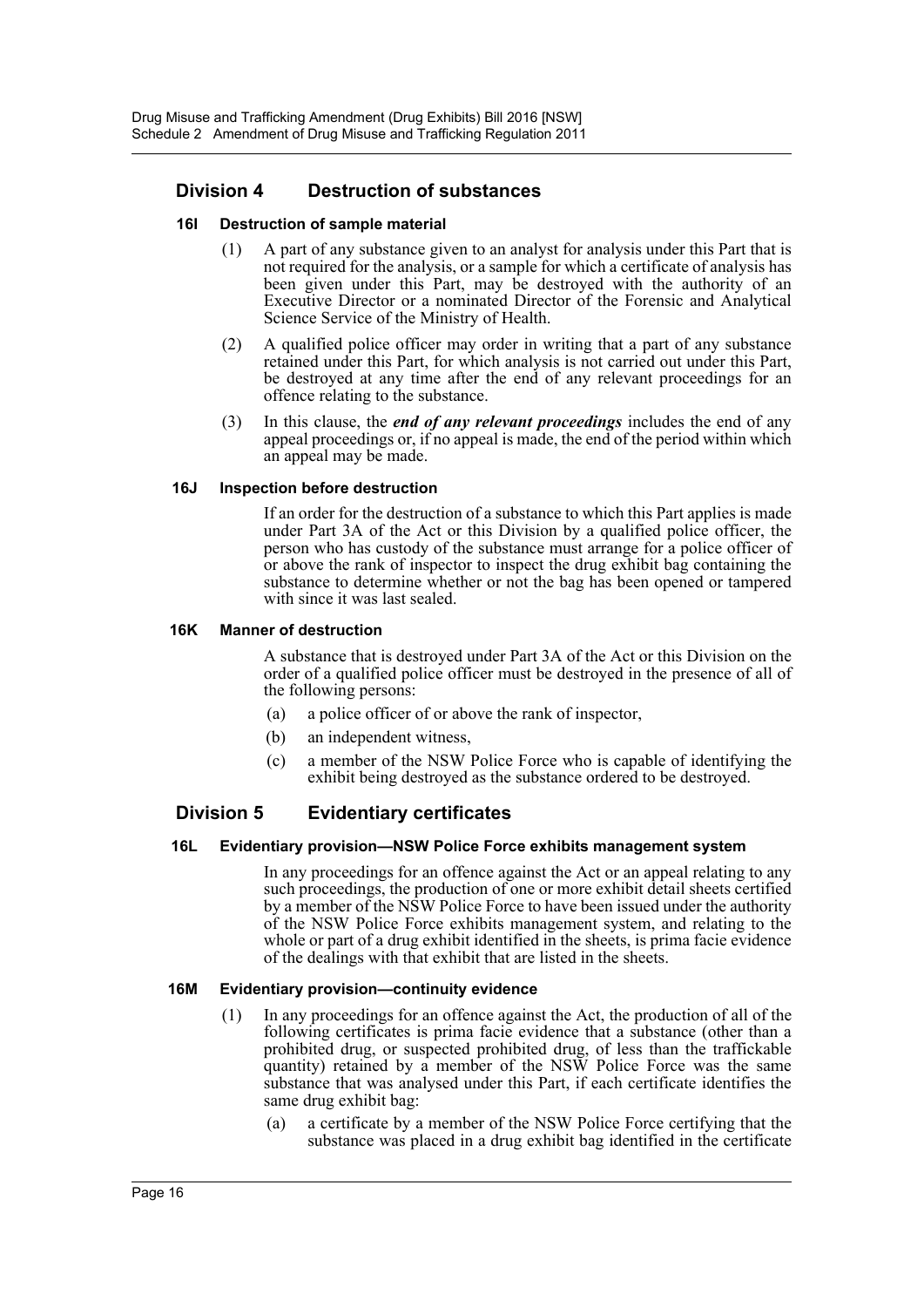## Division 4 Destruction of substances

### 16I Destruction of sample material

(1) A part of any substance given to an analyst for analysis under this Part that is not required for the analysis, or a sample for which a certificate of analysis has been given under this Part, may be destroyed with the authority of an Executive Director or a nominated Director of the Forensic and Analytical Science Service of the Ministry of Health.

(2) A qualified police officer may order in writing that a part of any substance retained under this Part, for which analysis is not carried out under this Part, be destroyed at any time after the end of any relevant proceedings for an offence relating to the substance.

(3) In this clause, the ***end of any relevant proceedings*** includes the end of any appeal proceedings or, if no appeal is made, the end of the period within which an appeal may be made.

### 16J Inspection before destruction

If an order for the destruction of a substance to which this Part applies is made under Part 3A of the Act or this Division by a qualified police officer, the person who has custody of the substance must arrange for a police officer of or above the rank of inspector to inspect the drug exhibit bag containing the substance to determine whether or not the bag has been opened or tampered with since it was last sealed.

### 16K Manner of destruction

A substance that is destroyed under Part 3A of the Act or this Division on the order of a qualified police officer must be destroyed in the presence of all of the following persons:

(a) a police officer of or above the rank of inspector,

(b) an independent witness,

(c) a member of the NSW Police Force who is capable of identifying the exhibit being destroyed as the substance ordered to be destroyed.

## Division 5 Evidentiary certificates

### 16L Evidentiary provision—NSW Police Force exhibits management system

In any proceedings for an offence against the Act or an appeal relating to any such proceedings, the production of one or more exhibit detail sheets certified by a member of the NSW Police Force to have been issued under the authority of the NSW Police Force exhibits management system, and relating to the whole or part of a drug exhibit identified in the sheets, is prima facie evidence of the dealings with that exhibit that are listed in the sheets.

### 16M Evidentiary provision—continuity evidence

(1) In any proceedings for an offence against the Act, the production of all of the following certificates is prima facie evidence that a substance (other than a prohibited drug, or suspected prohibited drug, of less than the traffickable quantity) retained by a member of the NSW Police Force was the same substance that was analysed under this Part, if each certificate identifies the same drug exhibit bag:

(a) a certificate by a member of the NSW Police Force certifying that the substance was placed in a drug exhibit bag identified in the certificate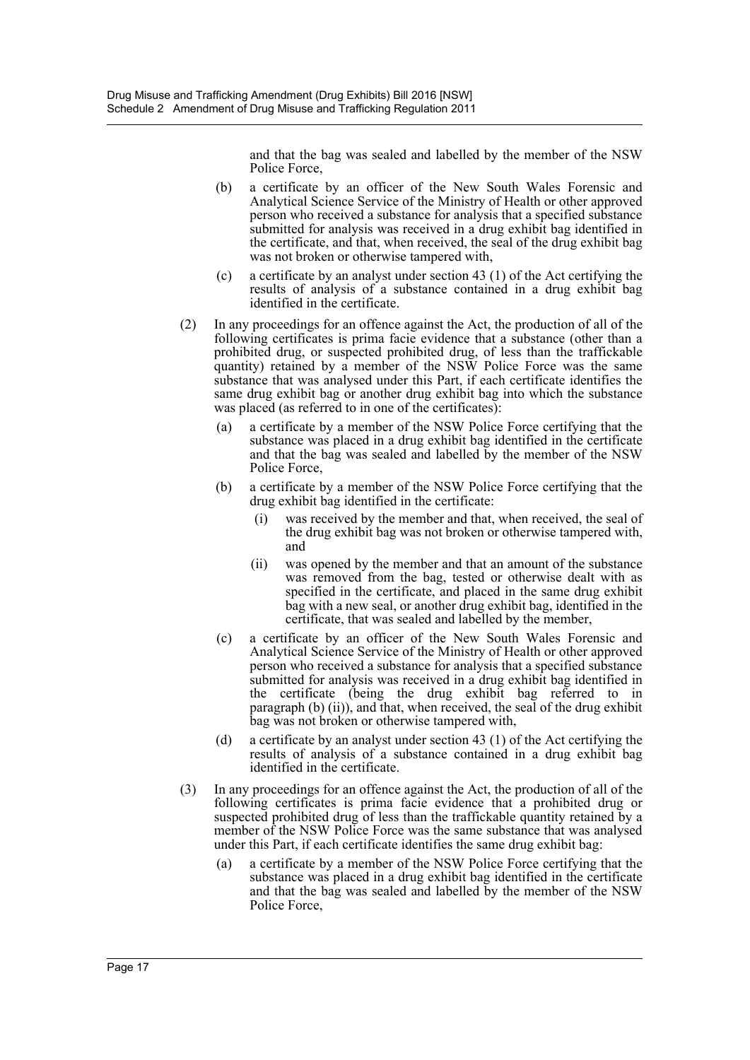and that the bag was sealed and labelled by the member of the NSW Police Force,

(b) a certificate by an officer of the New South Wales Forensic and Analytical Science Service of the Ministry of Health or other approved person who received a substance for analysis that a specified substance submitted for analysis was received in a drug exhibit bag identified in the certificate, and that, when received, the seal of the drug exhibit bag was not broken or otherwise tampered with,

(c) a certificate by an analyst under section 43 (1) of the Act certifying the results of analysis of a substance contained in a drug exhibit bag identified in the certificate.

(2) In any proceedings for an offence against the Act, the production of all of the following certificates is prima facie evidence that a substance (other than a prohibited drug, or suspected prohibited drug, of less than the traffickable quantity) retained by a member of the NSW Police Force was the same substance that was analysed under this Part, if each certificate identifies the same drug exhibit bag or another drug exhibit bag into which the substance was placed (as referred to in one of the certificates):

(a) a certificate by a member of the NSW Police Force certifying that the substance was placed in a drug exhibit bag identified in the certificate and that the bag was sealed and labelled by the member of the NSW Police Force,

(b) a certificate by a member of the NSW Police Force certifying that the drug exhibit bag identified in the certificate:

(i) was received by the member and that, when received, the seal of the drug exhibit bag was not broken or otherwise tampered with, and

(ii) was opened by the member and that an amount of the substance was removed from the bag, tested or otherwise dealt with as specified in the certificate, and placed in the same drug exhibit bag with a new seal, or another drug exhibit bag, identified in the certificate, that was sealed and labelled by the member,

(c) a certificate by an officer of the New South Wales Forensic and Analytical Science Service of the Ministry of Health or other approved person who received a substance for analysis that a specified substance submitted for analysis was received in a drug exhibit bag identified in the certificate (being the drug exhibit bag referred to in paragraph (b) (ii)), and that, when received, the seal of the drug exhibit bag was not broken or otherwise tampered with,

(d) a certificate by an analyst under section 43 (1) of the Act certifying the results of analysis of a substance contained in a drug exhibit bag identified in the certificate.

(3) In any proceedings for an offence against the Act, the production of all of the following certificates is prima facie evidence that a prohibited drug or suspected prohibited drug of less than the traffickable quantity retained by a member of the NSW Police Force was the same substance that was analysed under this Part, if each certificate identifies the same drug exhibit bag:

(a) a certificate by a member of the NSW Police Force certifying that the substance was placed in a drug exhibit bag identified in the certificate and that the bag was sealed and labelled by the member of the NSW Police Force,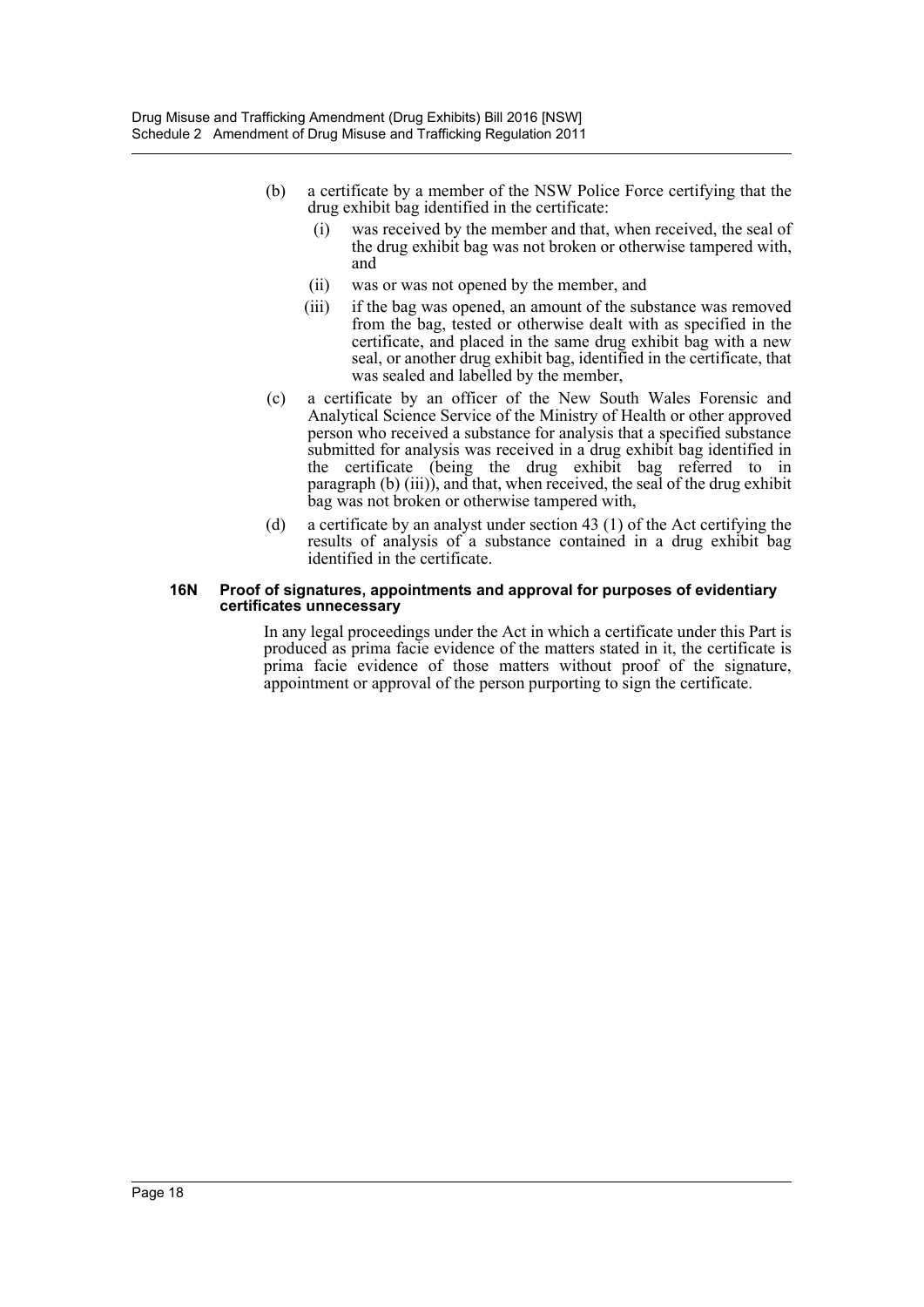(b) a certificate by a member of the NSW Police Force certifying that the drug exhibit bag identified in the certificate:

  (i) was received by the member and that, when received, the seal of the drug exhibit bag was not broken or otherwise tampered with, and

  (ii) was or was not opened by the member, and

  (iii) if the bag was opened, an amount of the substance was removed from the bag, tested or otherwise dealt with as specified in the certificate, and placed in the same drug exhibit bag with a new seal, or another drug exhibit bag, identified in the certificate, that was sealed and labelled by the member,

(c) a certificate by an officer of the New South Wales Forensic and Analytical Science Service of the Ministry of Health or other approved person who received a substance for analysis that a specified substance submitted for analysis was received in a drug exhibit bag identified in the certificate (being the drug exhibit bag referred to in paragraph (b) (iii)), and that, when received, the seal of the drug exhibit bag was not broken or otherwise tampered with,

(d) a certificate by an analyst under section 43 (1) of the Act certifying the results of analysis of a substance contained in a drug exhibit bag identified in the certificate.

**16N Proof of signatures, appointments and approval for purposes of evidentiary certificates unnecessary**

In any legal proceedings under the Act in which a certificate under this Part is produced as prima facie evidence of the matters stated in it, the certificate is prima facie evidence of those matters without proof of the signature, appointment or approval of the person purporting to sign the certificate.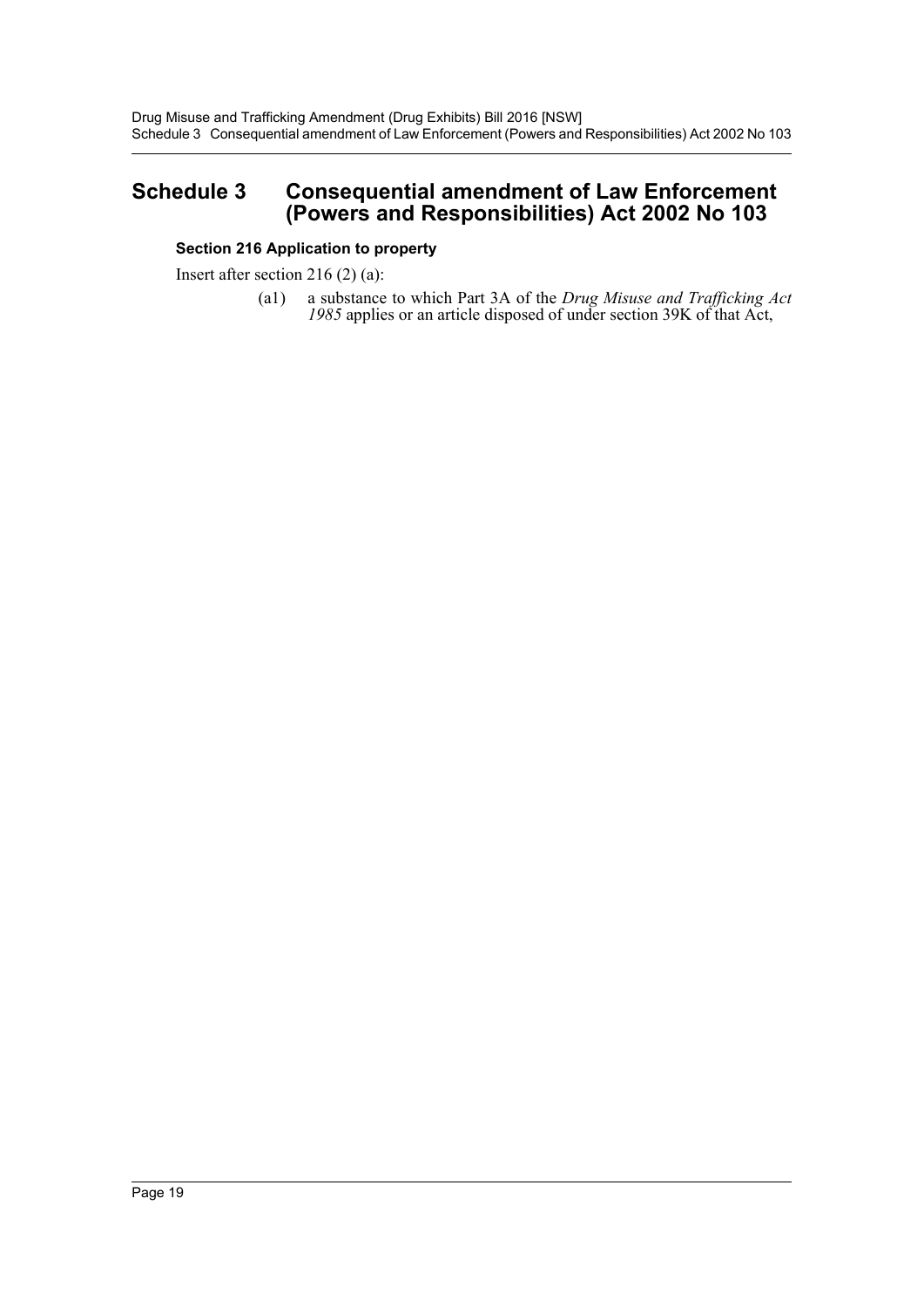## Schedule 3 Consequential amendment of Law Enforcement (Powers and Responsibilities) Act 2002 No 103

### Section 216 Application to property

Insert after section 216 (2) (a):

(a1) a substance to which Part 3A of the *Drug Misuse and Trafficking Act 1985* applies or an article disposed of under section 39K of that Act,